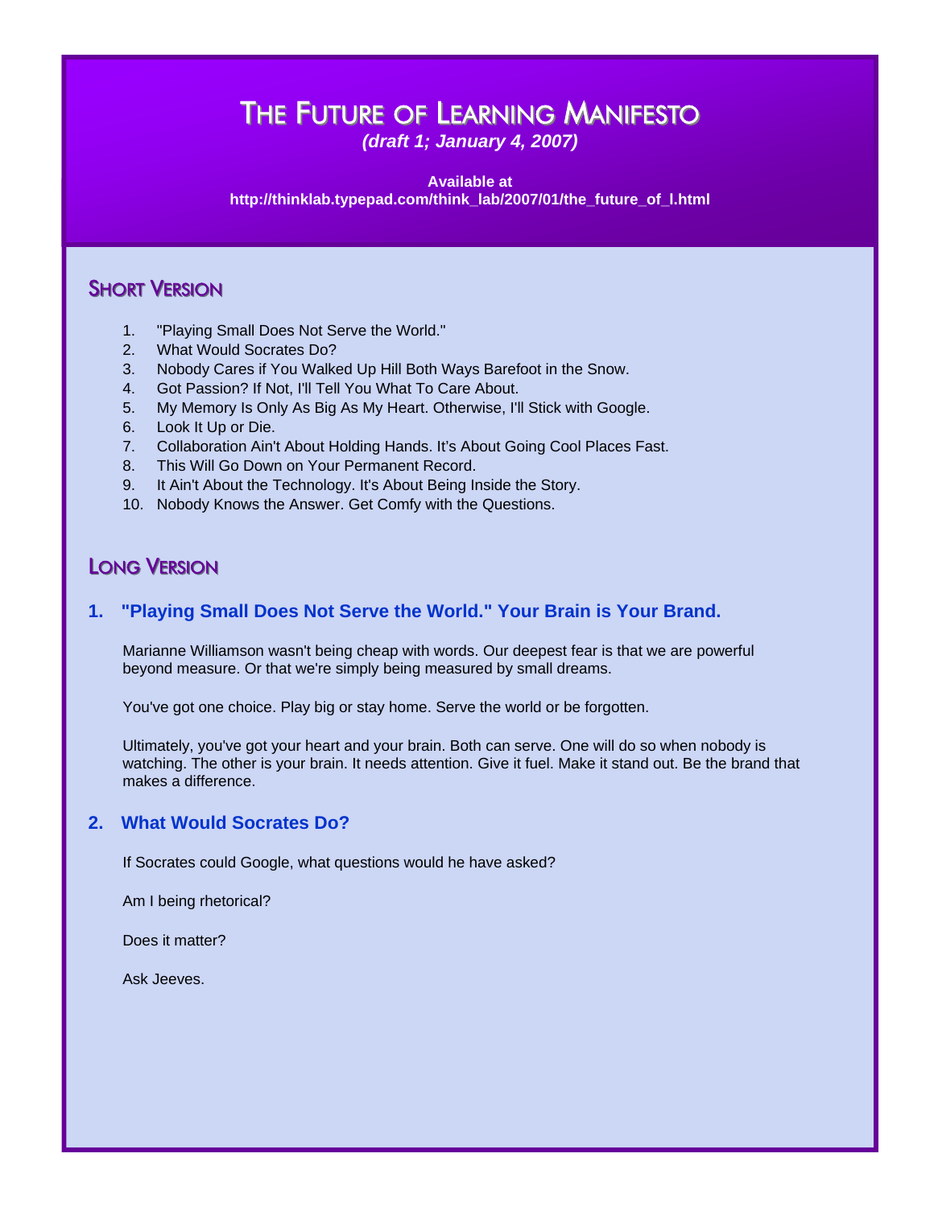# The Future of Learning Manifesto

*(draft 1; January 4, 2007)*

**Available at**
**http://thinklab.typepad.com/think_lab/2007/01/the_future_of_l.html**

## Short Version

1. "Playing Small Does Not Serve the World."
2. What Would Socrates Do?
3. Nobody Cares if You Walked Up Hill Both Ways Barefoot in the Snow.
4. Got Passion? If Not, I'll Tell You What To Care About.
5. My Memory Is Only As Big As My Heart. Otherwise, I'll Stick with Google.
6. Look It Up or Die.
7. Collaboration Ain't About Holding Hands. It's About Going Cool Places Fast.
8. This Will Go Down on Your Permanent Record.
9. It Ain't About the Technology. It's About Being Inside the Story.
10. Nobody Knows the Answer. Get Comfy with the Questions.

## Long Version

### 1. "Playing Small Does Not Serve the World." Your Brain is Your Brand.

Marianne Williamson wasn't being cheap with words. Our deepest fear is that we are powerful beyond measure. Or that we're simply being measured by small dreams.

You've got one choice. Play big or stay home. Serve the world or be forgotten.

Ultimately, you've got your heart and your brain. Both can serve. One will do so when nobody is watching. The other is your brain. It needs attention. Give it fuel. Make it stand out. Be the brand that makes a difference.

### 2. What Would Socrates Do?

If Socrates could Google, what questions would he have asked?

Am I being rhetorical?

Does it matter?

Ask Jeeves.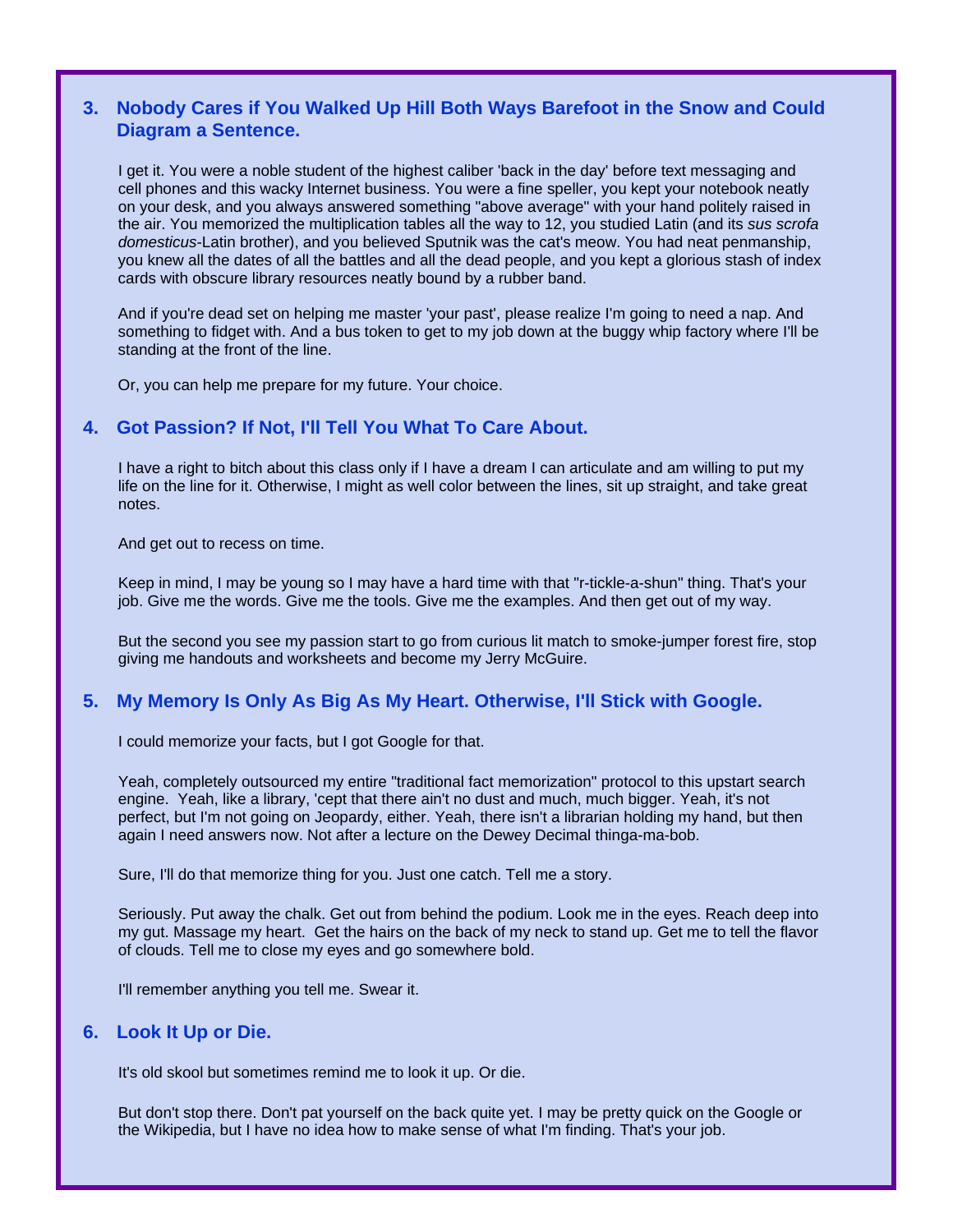## 3. Nobody Cares if You Walked Up Hill Both Ways Barefoot in the Snow and Could Diagram a Sentence.

I get it. You were a noble student of the highest caliber 'back in the day' before text messaging and cell phones and this wacky Internet business. You were a fine speller, you kept your notebook neatly on your desk, and you always answered something "above average" with your hand politely raised in the air. You memorized the multiplication tables all the way to 12, you studied Latin (and its *sus scrofa domesticus*-Latin brother), and you believed Sputnik was the cat's meow. You had neat penmanship, you knew all the dates of all the battles and all the dead people, and you kept a glorious stash of index cards with obscure library resources neatly bound by a rubber band.

And if you're dead set on helping me master 'your past', please realize I'm going to need a nap. And something to fidget with. And a bus token to get to my job down at the buggy whip factory where I'll be standing at the front of the line.

Or, you can help me prepare for my future. Your choice.

## 4. Got Passion? If Not, I'll Tell You What To Care About.

I have a right to bitch about this class only if I have a dream I can articulate and am willing to put my life on the line for it. Otherwise, I might as well color between the lines, sit up straight, and take great notes.

And get out to recess on time.

Keep in mind, I may be young so I may have a hard time with that "r-tickle-a-shun" thing. That's your job. Give me the words. Give me the tools. Give me the examples. And then get out of my way.

But the second you see my passion start to go from curious lit match to smoke-jumper forest fire, stop giving me handouts and worksheets and become my Jerry McGuire.

## 5. My Memory Is Only As Big As My Heart. Otherwise, I'll Stick with Google.

I could memorize your facts, but I got Google for that.

Yeah, completely outsourced my entire "traditional fact memorization" protocol to this upstart search engine. Yeah, like a library, 'cept that there ain't no dust and much, much bigger. Yeah, it's not perfect, but I'm not going on Jeopardy, either. Yeah, there isn't a librarian holding my hand, but then again I need answers now. Not after a lecture on the Dewey Decimal thinga-ma-bob.

Sure, I'll do that memorize thing for you. Just one catch. Tell me a story.

Seriously. Put away the chalk. Get out from behind the podium. Look me in the eyes. Reach deep into my gut. Massage my heart. Get the hairs on the back of my neck to stand up. Get me to tell the flavor of clouds. Tell me to close my eyes and go somewhere bold.

I'll remember anything you tell me. Swear it.

## 6. Look It Up or Die.

It's old skool but sometimes remind me to look it up. Or die.

But don't stop there. Don't pat yourself on the back quite yet. I may be pretty quick on the Google or the Wikipedia, but I have no idea how to make sense of what I'm finding. That's your job.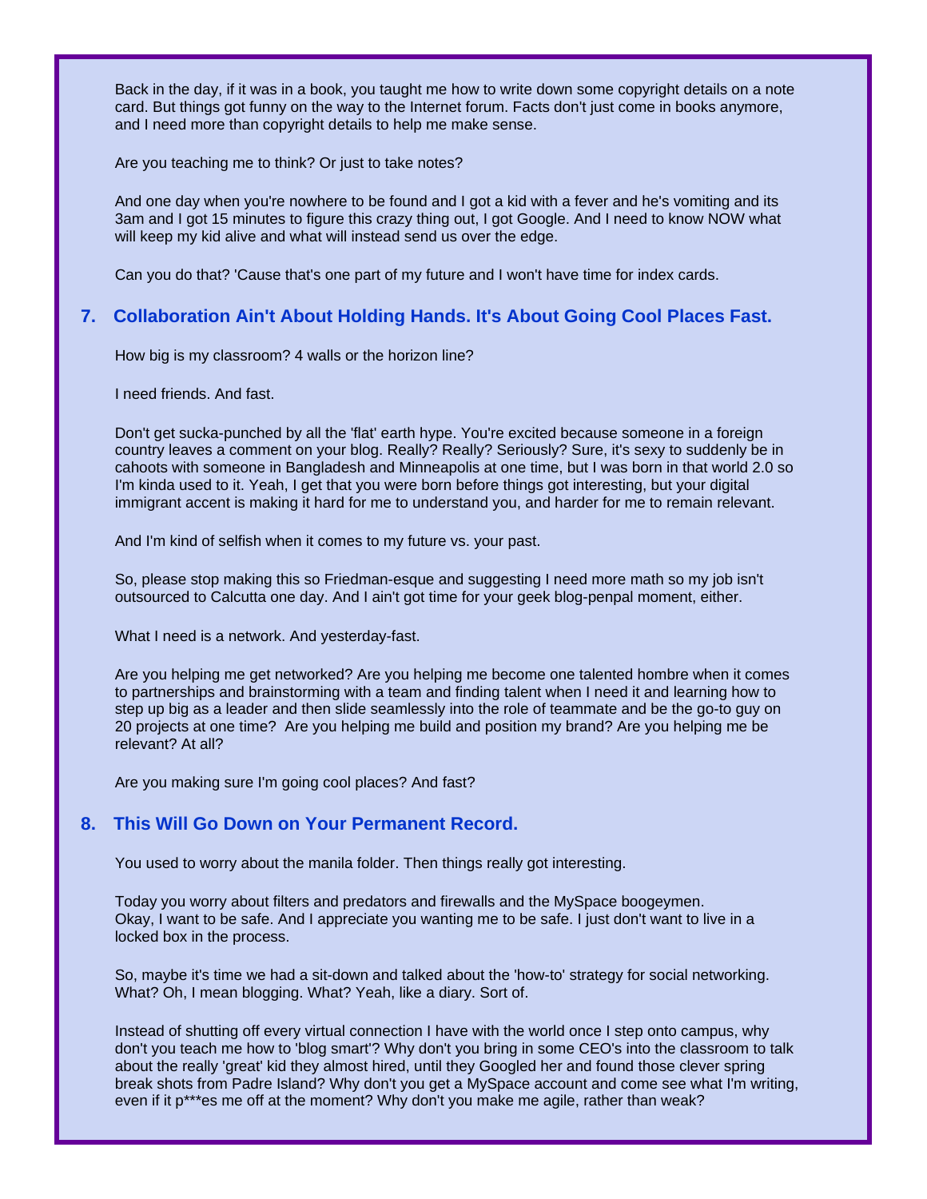Back in the day, if it was in a book, you taught me how to write down some copyright details on a note card. But things got funny on the way to the Internet forum. Facts don't just come in books anymore, and I need more than copyright details to help me make sense.

Are you teaching me to think? Or just to take notes?

And one day when you're nowhere to be found and I got a kid with a fever and he's vomiting and its 3am and I got 15 minutes to figure this crazy thing out, I got Google. And I need to know NOW what will keep my kid alive and what will instead send us over the edge.

Can you do that? 'Cause that's one part of my future and I won't have time for index cards.

### 7. Collaboration Ain't About Holding Hands. It's About Going Cool Places Fast.

How big is my classroom? 4 walls or the horizon line?

I need friends. And fast.

Don't get sucka-punched by all the 'flat' earth hype. You're excited because someone in a foreign country leaves a comment on your blog. Really? Really? Seriously? Sure, it's sexy to suddenly be in cahoots with someone in Bangladesh and Minneapolis at one time, but I was born in that world 2.0 so I'm kinda used to it. Yeah, I get that you were born before things got interesting, but your digital immigrant accent is making it hard for me to understand you, and harder for me to remain relevant.

And I'm kind of selfish when it comes to my future vs. your past.

So, please stop making this so Friedman-esque and suggesting I need more math so my job isn't outsourced to Calcutta one day. And I ain't got time for your geek blog-penpal moment, either.

What I need is a network. And yesterday-fast.

Are you helping me get networked? Are you helping me become one talented hombre when it comes to partnerships and brainstorming with a team and finding talent when I need it and learning how to step up big as a leader and then slide seamlessly into the role of teammate and be the go-to guy on 20 projects at one time? Are you helping me build and position my brand? Are you helping me be relevant? At all?

Are you making sure I'm going cool places? And fast?

### 8. This Will Go Down on Your Permanent Record.

You used to worry about the manila folder. Then things really got interesting.

Today you worry about filters and predators and firewalls and the MySpace boogeymen. Okay, I want to be safe. And I appreciate you wanting me to be safe. I just don't want to live in a locked box in the process.

So, maybe it's time we had a sit-down and talked about the 'how-to' strategy for social networking. What? Oh, I mean blogging. What? Yeah, like a diary. Sort of.

Instead of shutting off every virtual connection I have with the world once I step onto campus, why don't you teach me how to 'blog smart'? Why don't you bring in some CEO's into the classroom to talk about the really 'great' kid they almost hired, until they Googled her and found those clever spring break shots from Padre Island? Why don't you get a MySpace account and come see what I'm writing, even if it p***es me off at the moment? Why don't you make me agile, rather than weak?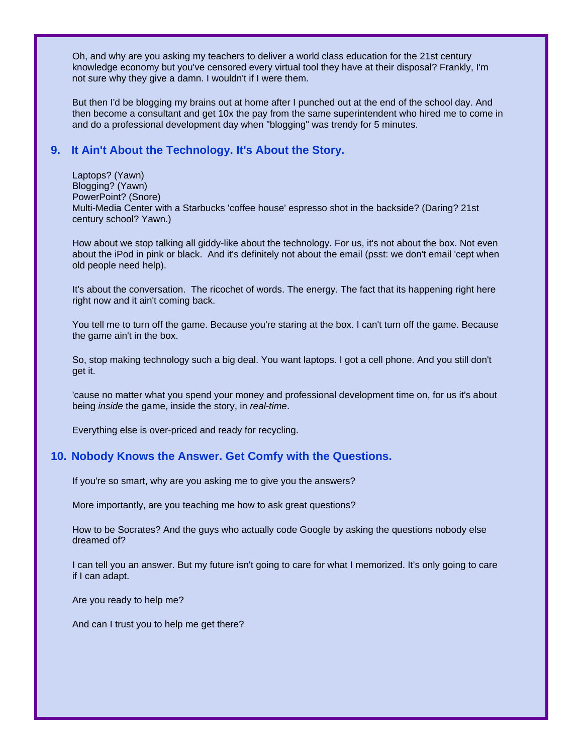Oh, and why are you asking my teachers to deliver a world class education for the 21st century knowledge economy but you've censored every virtual tool they have at their disposal? Frankly, I'm not sure why they give a damn. I wouldn't if I were them.

But then I'd be blogging my brains out at home after I punched out at the end of the school day. And then become a consultant and get 10x the pay from the same superintendent who hired me to come in and do a professional development day when "blogging" was trendy for 5 minutes.

### 9. It Ain't About the Technology. It's About the Story.

Laptops? (Yawn)
Blogging? (Yawn)
PowerPoint? (Snore)
Multi-Media Center with a Starbucks 'coffee house' espresso shot in the backside? (Daring? 21st century school? Yawn.)

How about we stop talking all giddy-like about the technology. For us, it's not about the box. Not even about the iPod in pink or black. And it's definitely not about the email (psst: we don't email 'cept when old people need help).

It's about the conversation. The ricochet of words. The energy. The fact that its happening right here right now and it ain't coming back.

You tell me to turn off the game. Because you're staring at the box. I can't turn off the game. Because the game ain't in the box.

So, stop making technology such a big deal. You want laptops. I got a cell phone. And you still don't get it.

'cause no matter what you spend your money and professional development time on, for us it's about being *inside* the game, inside the story, in *real-time*.

Everything else is over-priced and ready for recycling.

### 10. Nobody Knows the Answer. Get Comfy with the Questions.

If you're so smart, why are you asking me to give you the answers?

More importantly, are you teaching me how to ask great questions?

How to be Socrates? And the guys who actually code Google by asking the questions nobody else dreamed of?

I can tell you an answer. But my future isn't going to care for what I memorized. It's only going to care if I can adapt.

Are you ready to help me?

And can I trust you to help me get there?